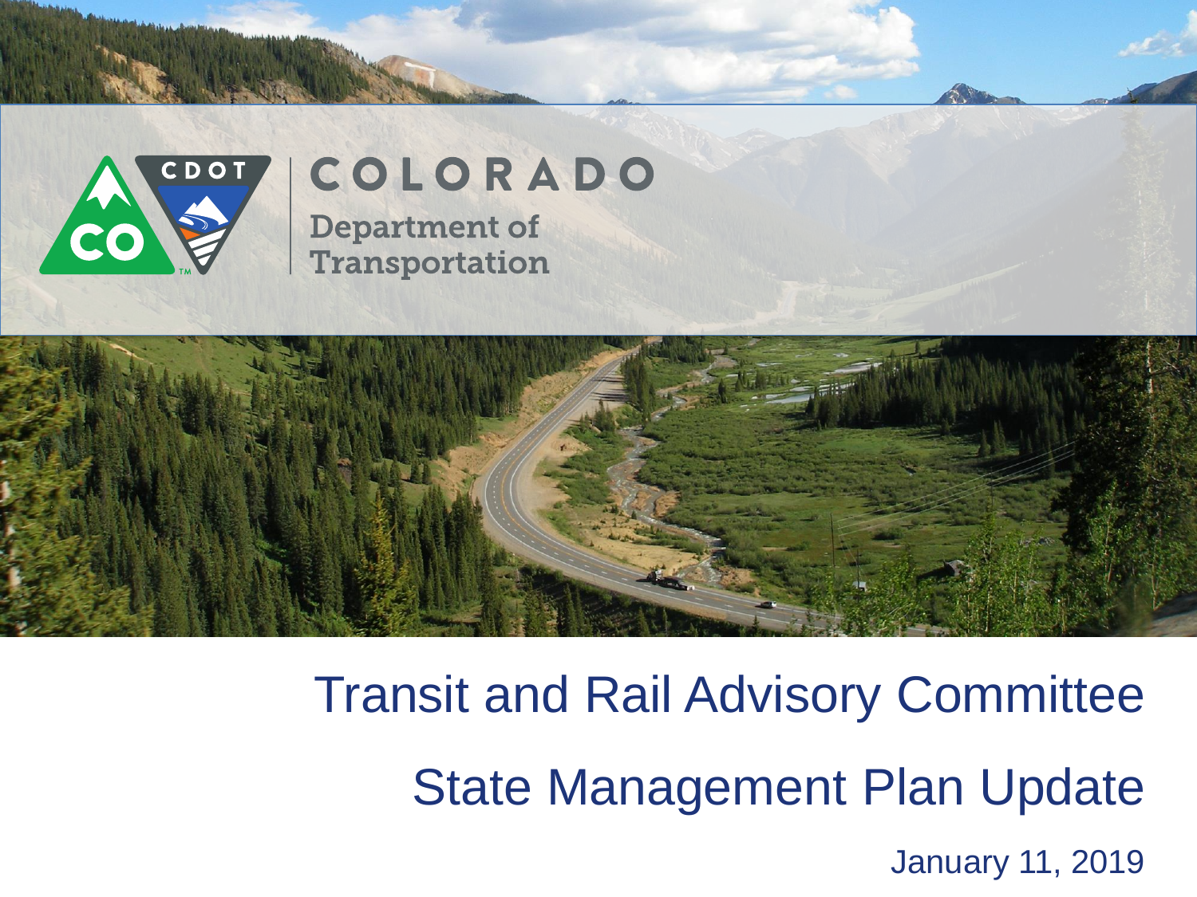COLORADO

Department of Transportation

# Transit and Rail Advisory Committee

## State Management Plan Update

January 11, 2019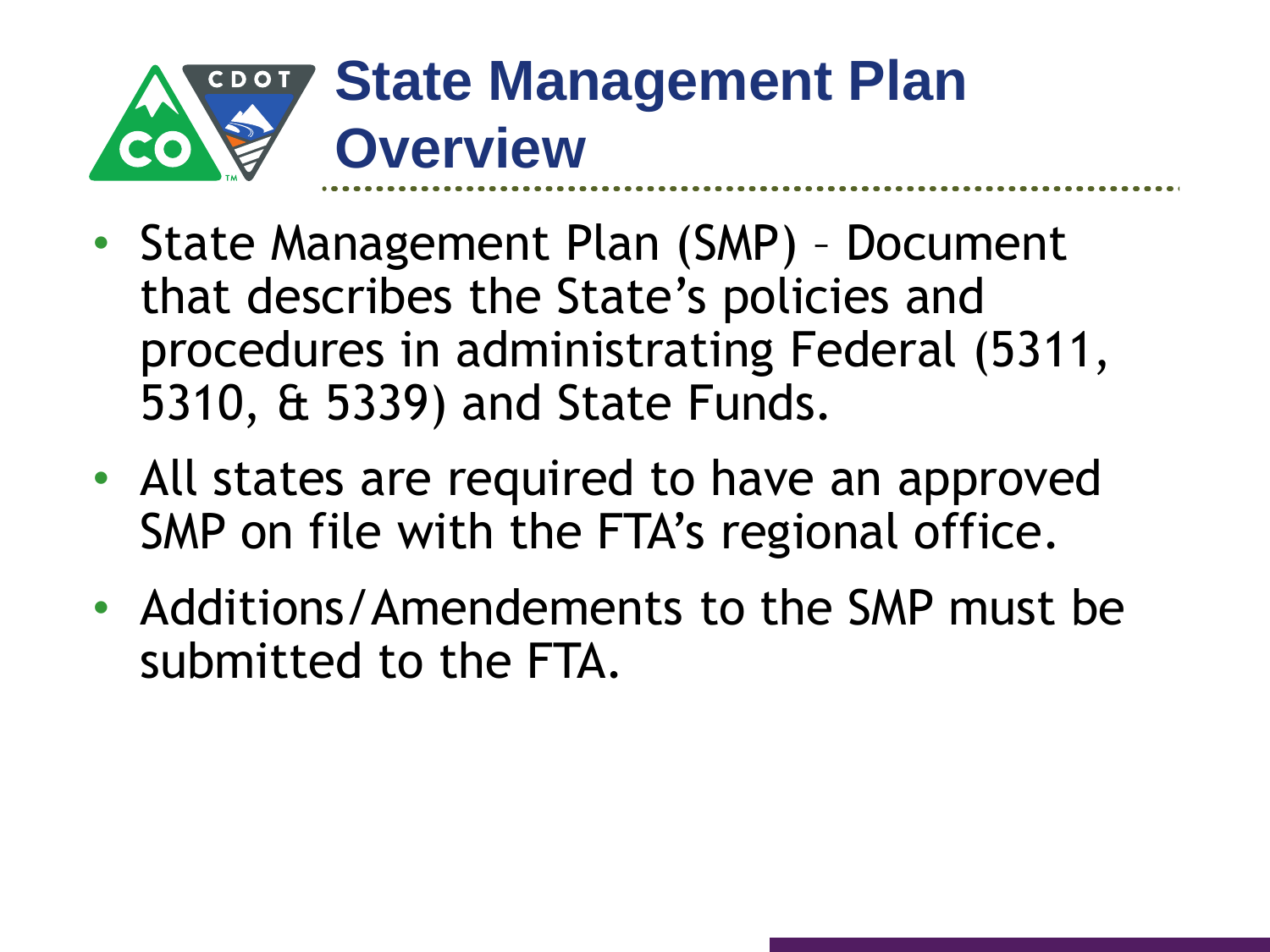# State Management Plan Overview

- State Management Plan (SMP) – Document that describes the State's policies and procedures in administrating Federal (5311, 5310, & 5339) and State Funds.
- All states are required to have an approved SMP on file with the FTA's regional office.
- Additions/Amendements to the SMP must be submitted to the FTA.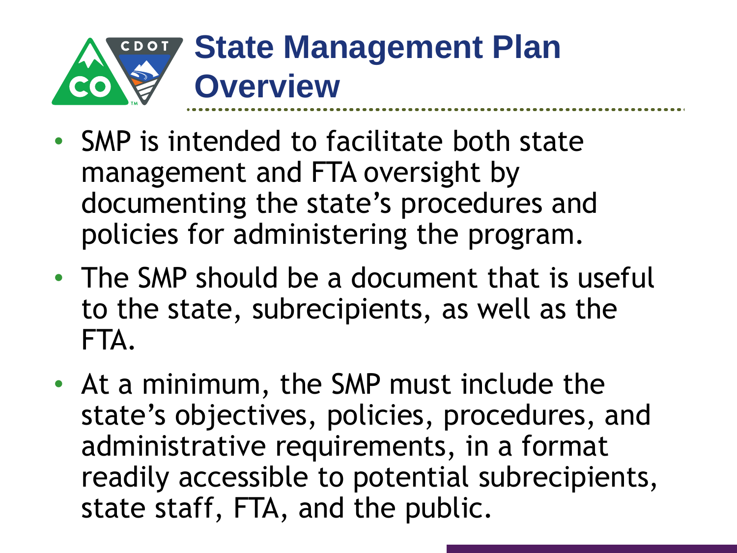# State Management Plan Overview

- SMP is intended to facilitate both state management and FTA oversight by documenting the state's procedures and policies for administering the program.
- The SMP should be a document that is useful to the state, subrecipients, as well as the FTA.
- At a minimum, the SMP must include the state's objectives, policies, procedures, and administrative requirements, in a format readily accessible to potential subrecipients, state staff, FTA, and the public.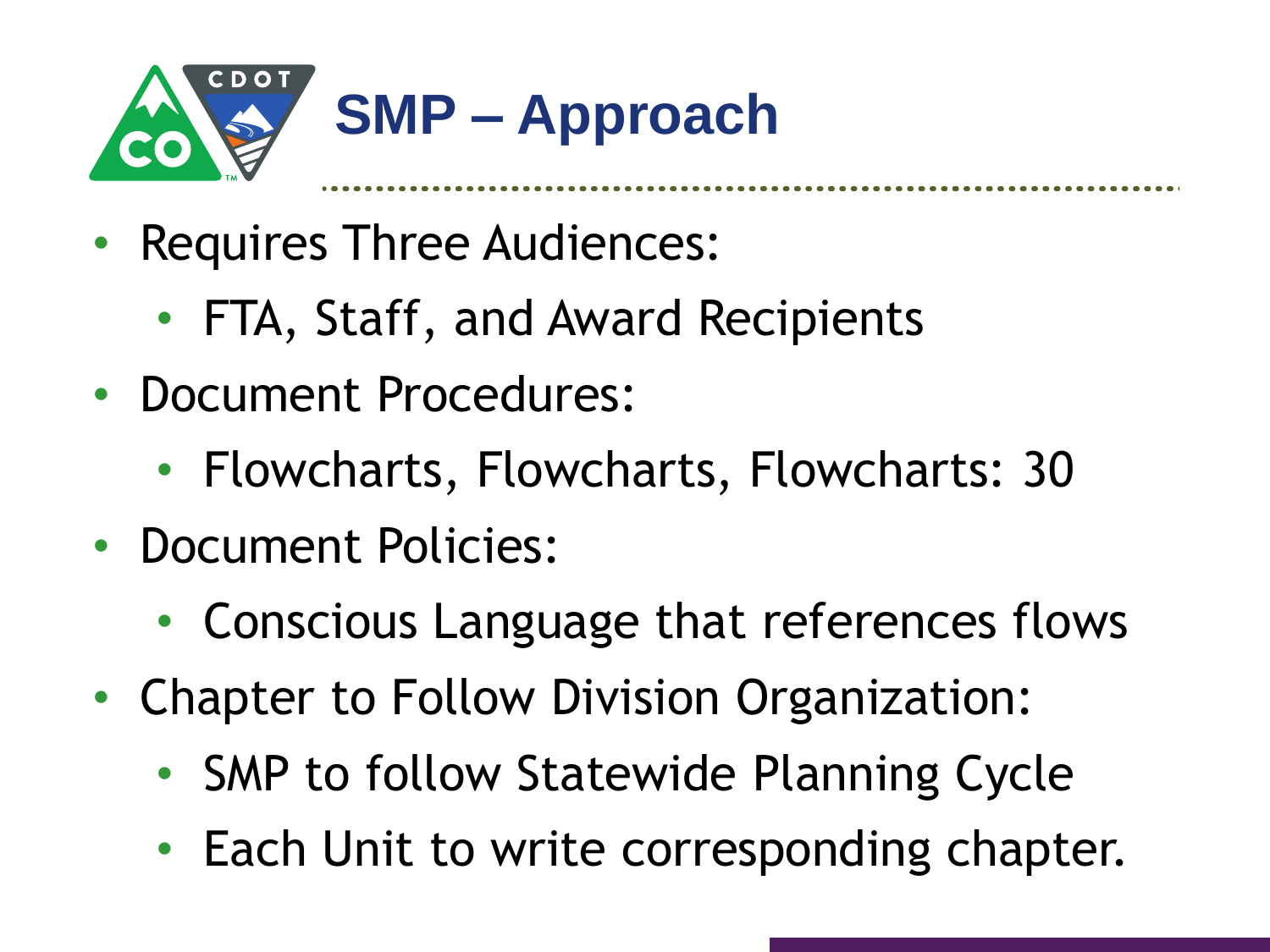# SMP – Approach

- Requires Three Audiences:
  - FTA, Staff, and Award Recipients
- Document Procedures:
  - Flowcharts, Flowcharts, Flowcharts: 30
- Document Policies:
  - Conscious Language that references flows
- Chapter to Follow Division Organization:
  - SMP to follow Statewide Planning Cycle
  - Each Unit to write corresponding chapter.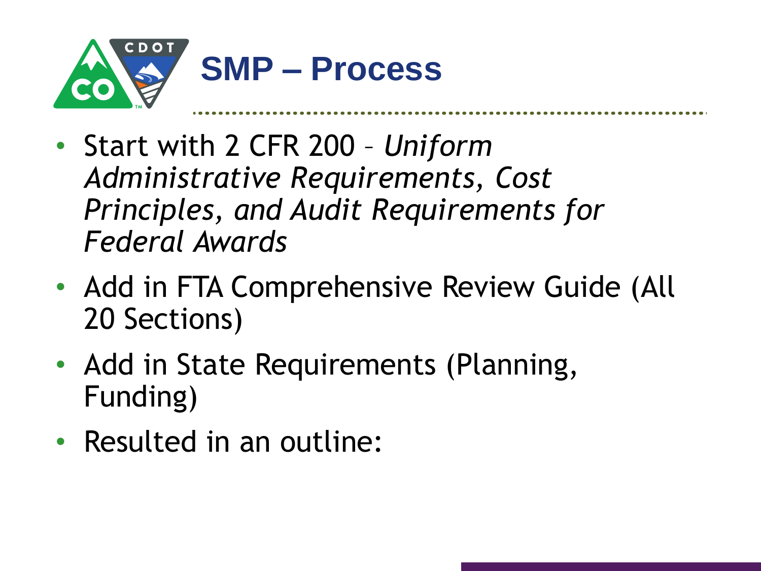# SMP – Process

- Start with 2 CFR 200 – *Uniform Administrative Requirements, Cost Principles, and Audit Requirements for Federal Awards*
- Add in FTA Comprehensive Review Guide (All 20 Sections)
- Add in State Requirements (Planning, Funding)
- Resulted in an outline: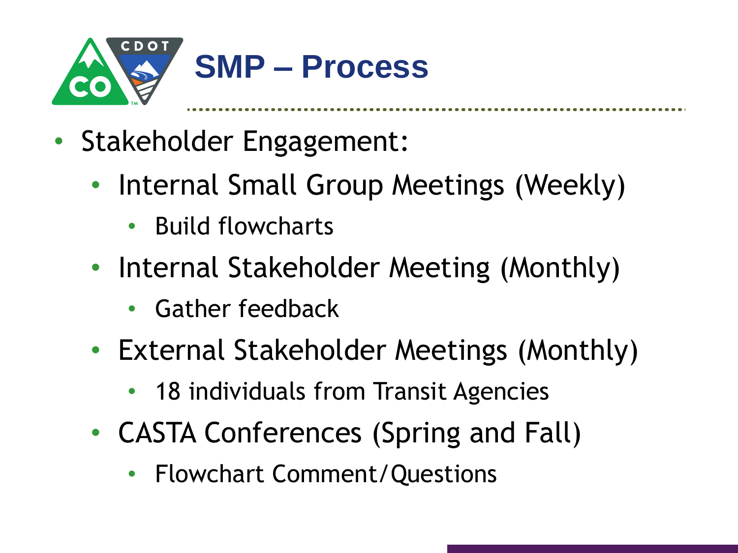# SMP – Process

- Stakeholder Engagement:
  - Internal Small Group Meetings (Weekly)
    - Build flowcharts
  - Internal Stakeholder Meeting (Monthly)
    - Gather feedback
  - External Stakeholder Meetings (Monthly)
    - 18 individuals from Transit Agencies
  - CASTA Conferences (Spring and Fall)
    - Flowchart Comment/Questions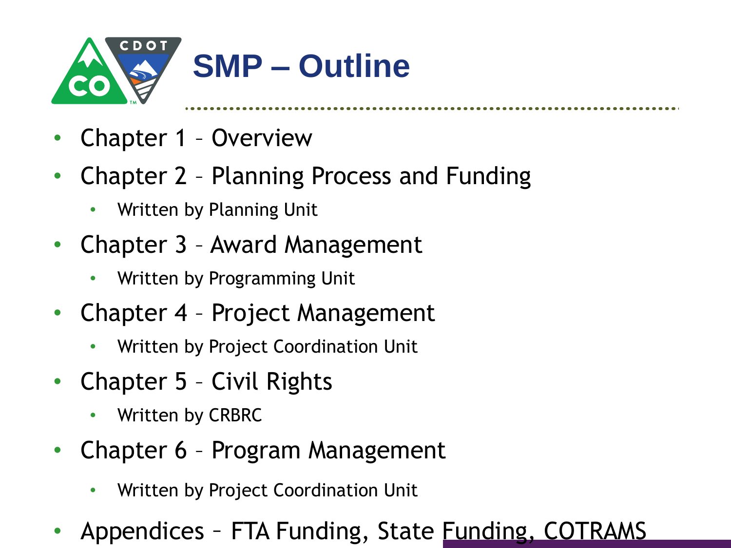# SMP – Outline

- Chapter 1 – Overview
- Chapter 2 – Planning Process and Funding
  - Written by Planning Unit
- Chapter 3 – Award Management
  - Written by Programming Unit
- Chapter 4 – Project Management
  - Written by Project Coordination Unit
- Chapter 5 – Civil Rights
  - Written by CRBRC
- Chapter 6 – Program Management
  - Written by Project Coordination Unit
- Appendices – FTA Funding, State Funding, COTRAMS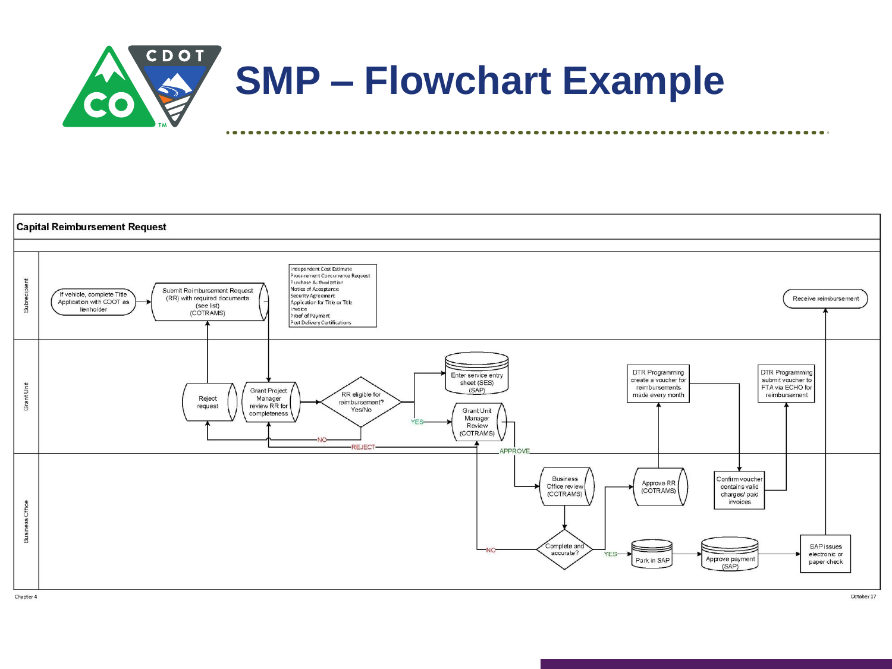# SMP – Flowchart Example

**Capital Reimbursement Request**

**Subrecipient**

- If vehicle, complete Title Application with CDOT as lienholder
- Submit Reimbursement Request (RR) with required documents (see list) (COTRAMS)
- Independent Cost Estimate
- Procurement Concurrence Request
- Purchase Authorization
- Notice of Acceptance
- Security Agreement
- Application for Title or Title
- Invoice
- Proof of Payment
- Post Delivery Certifications
- Receive reimbursement

**Grant Unit**

- Reject request
- Grant Project Manager review RR for completeness
- RR eligible for reimbursement? Yes/No
- YES
- NO
- Enter service entry sheet (SES) (SAP)
- Grant Unit Manager Review (COTRAMS)
- REJECT
- APPROVE
- DTR Programming create a voucher for reimbursements made every month
- DTR Programming submit voucher to FTA via ECHO for reimbursement

**Business Office**

- Business Office review (COTRAMS)
- Complete and accurate?
- NO
- YES
- Approve RR (COTRAMS)
- Confirm voucher contains valid charges/ paid invoices
- Park in SAP
- Approve payment (SAP)
- SAP issues electronic or paper check

Chapter 4

October 17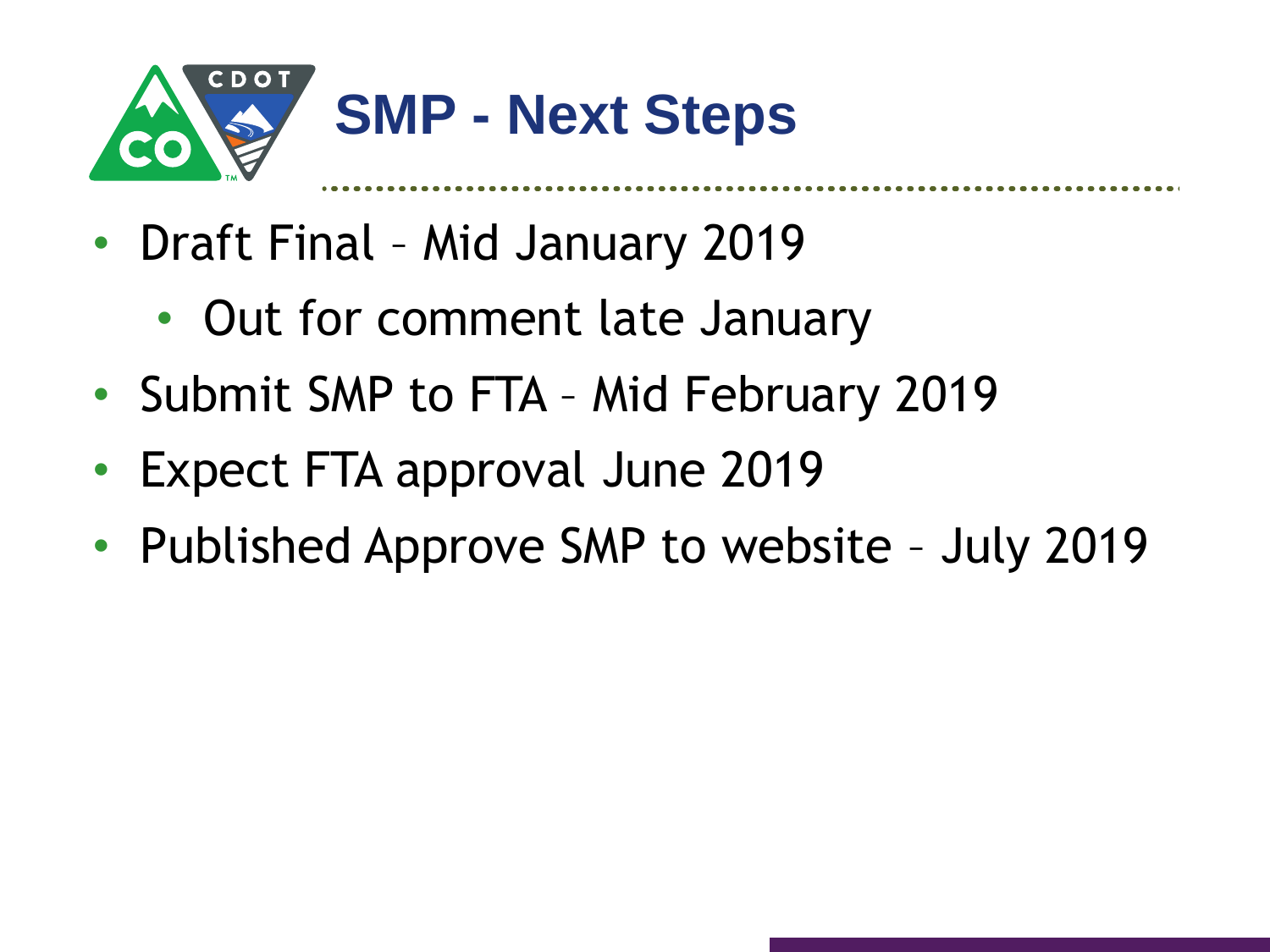# SMP - Next Steps

- Draft Final – Mid January 2019
  - Out for comment late January
- Submit SMP to FTA – Mid February 2019
- Expect FTA approval June 2019
- Published Approve SMP to website – July 2019